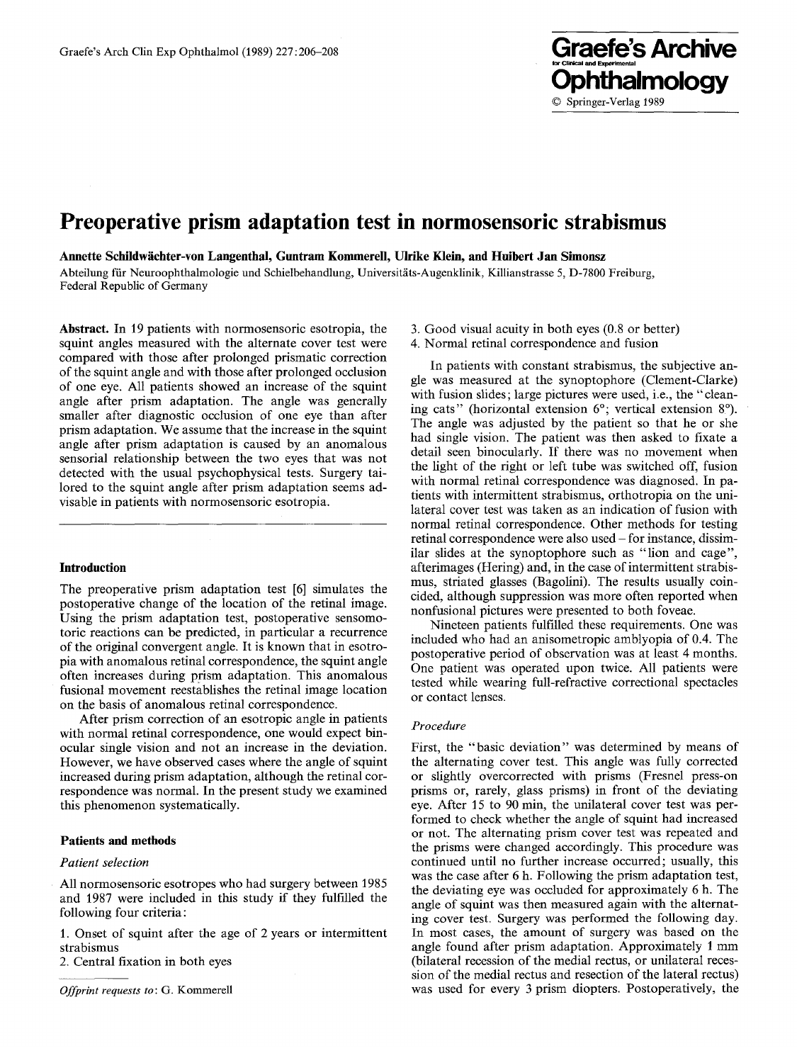# Preoperative prism adaptation test in normosensoric strabismus

**Annette Schildwächter-von Langenthal, Guntram Kommerell, Ulrike Klein, and Huibert Jan Simonsz**

Abteilung für Neuroophthalmologie und Schielbehandlung, Universitäts-Augenklinik, Killianstrasse 5, D-7800 Freiburg, Federal Republic of Germany

**Abstract.** In 19 patients with normosensoric esotropia, the squint angles measured with the alternate cover test were compared with those after prolonged prismatic correction of the squint angle and with those after prolonged occlusion of one eye. All patients showed an increase of the squint angle after prism adaptation. The angle was generally smaller after diagnostic occlusion of one eye than after prism adaptation. We assume that the increase in the squint angle after prism adaptation is caused by an anomalous sensorial relationship between the two eyes that was not detected with the usual psychophysical tests. Surgery tailored to the squint angle after prism adaptation seems advisable in patients with normosensoric esotropia.

## Introduction

The preoperative prism adaptation test [6] simulates the postoperative change of the location of the retinal image. Using the prism adaptation test, postoperative sensomotoric reactions can be predicted, in particular a recurrence of the original convergent angle. It is known that in esotropia with anomalous retinal correspondence, the squint angle often increases during prism adaptation. This anomalous fusional movement reestablishes the retinal image location on the basis of anomalous retinal correspondence.

After prism correction of an esotropic angle in patients with normal retinal correspondence, one would expect binocular single vision and not an increase in the deviation. However, we have observed cases where the angle of squint increased during prism adaptation, although the retinal correspondence was normal. In the present study we examined this phenomenon systematically.

## Patients and methods

### *Patient selection*

All normosensoric esotropes who had surgery between 1985 and 1987 were included in this study if they fulfilled the following four criteria:

1. Onset of squint after the age of 2 years or intermittent strabismus
2. Central fixation in both eyes
3. Good visual acuity in both eyes (0.8 or better)
4. Normal retinal correspondence and fusion

In patients with constant strabismus, the subjective angle was measured at the synoptophore (Clement-Clarke) with fusion slides; large pictures were used, i.e., the "cleaning cats" (horizontal extension 6°; vertical extension 8°). The angle was adjusted by the patient so that he or she had single vision. The patient was then asked to fixate a detail seen binocularly. If there was no movement when the light of the right or left tube was switched off, fusion with normal retinal correspondence was diagnosed. In patients with intermittent strabismus, orthotropia on the unilateral cover test was taken as an indication of fusion with normal retinal correspondence. Other methods for testing retinal correspondence were also used – for instance, dissimilar slides at the synoptophore such as "lion and cage", afterimages (Hering) and, in the case of intermittent strabismus, striated glasses (Bagolini). The results usually coincided, although suppression was more often reported when nonfusional pictures were presented to both foveae.

Nineteen patients fulfilled these requirements. One was included who had an anisometropic amblyopia of 0.4. The postoperative period of observation was at least 4 months. One patient was operated upon twice. All patients were tested while wearing full-refractive correctional spectacles or contact lenses.

### *Procedure*

First, the "basic deviation" was determined by means of the alternating cover test. This angle was fully corrected or slightly overcorrected with prisms (Fresnel press-on prisms or, rarely, glass prisms) in front of the deviating eye. After 15 to 90 min, the unilateral cover test was performed to check whether the angle of squint had increased or not. The alternating prism cover test was repeated and the prisms were changed accordingly. This procedure was continued until no further increase occurred; usually, this was the case after 6 h. Following the prism adaptation test, the deviating eye was occluded for approximately 6 h. The angle of squint was then measured again with the alternating cover test. Surgery was performed the following day. In most cases, the amount of surgery was based on the angle found after prism adaptation. Approximately 1 mm (bilateral recession of the medial rectus, or unilateral recession of the medial rectus and resection of the lateral rectus) was used for every 3 prism diopters. Postoperatively, the

*Offprint requests to*: G. Kommerell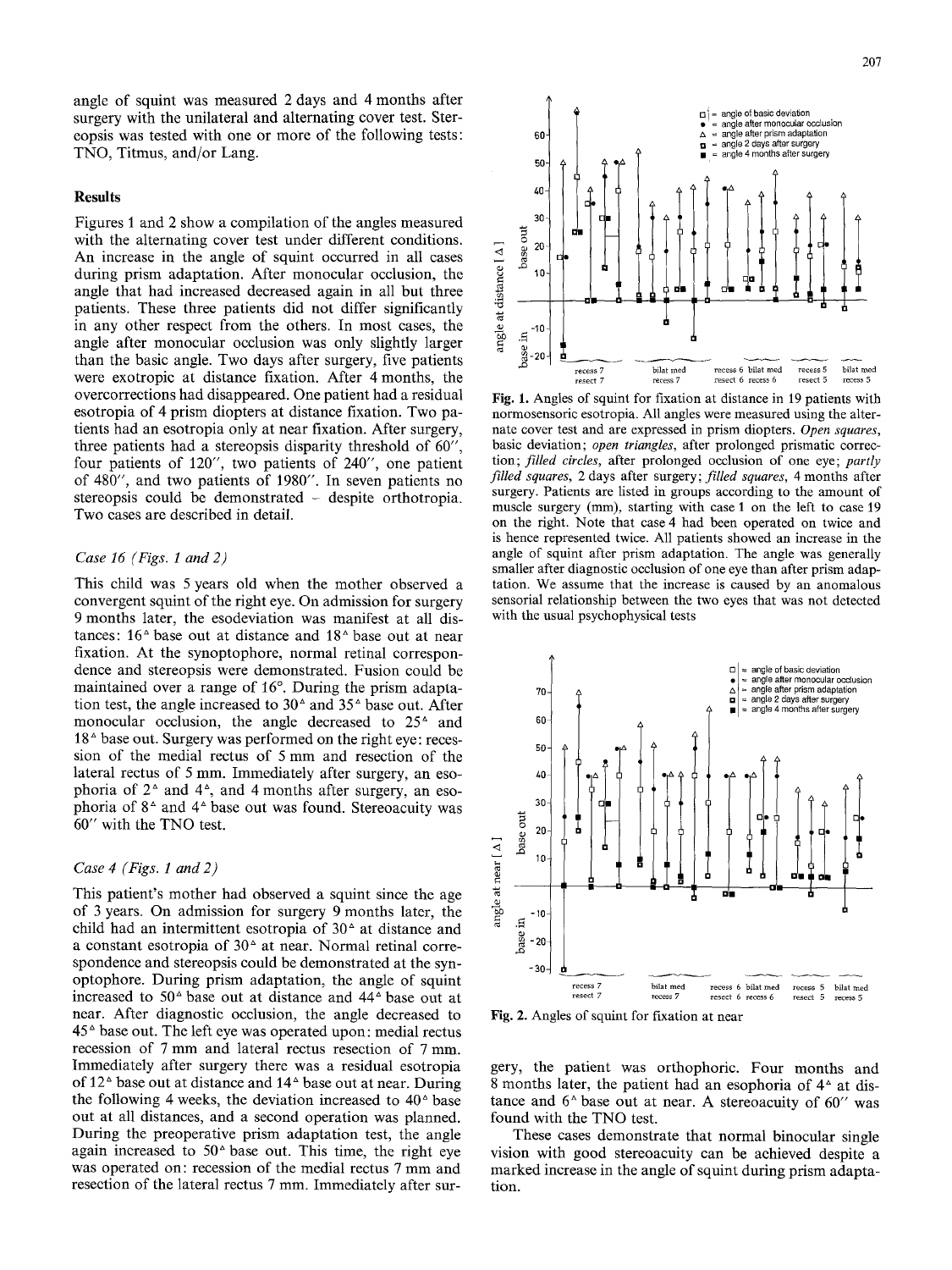angle of squint was measured 2 days and 4 months after surgery with the unilateral and alternating cover test. Stereopsis was tested with one or more of the following tests: TNO, Titmus, and/or Lang.

## Results

Figures 1 and 2 show a compilation of the angles measured with the alternating cover test under different conditions. An increase in the angle of squint occurred in all cases during prism adaptation. After monocular occlusion, the angle that had increased decreased again in all but three patients. These three patients did not differ significantly in any other respect from the others. In most cases, the angle after monocular occlusion was only slightly larger than the basic angle. Two days after surgery, five patients were exotropic at distance fixation. After 4 months, the overcorrections had disappeared. One patient had a residual esotropia of 4 prism diopters at distance fixation. Two patients had an esotropia only at near fixation. After surgery, three patients had a stereopsis disparity threshold of 60″, four patients of 120″, two patients of 240″, one patient of 480″, and two patients of 1980″. In seven patients no stereopsis could be demonstrated – despite orthotropia. Two cases are described in detail.

### *Case 16 (Figs. 1 and 2)*

This child was 5 years old when the mother observed a convergent squint of the right eye. On admission for surgery 9 months later, the esodeviation was manifest at all distances: 16$^\Delta$ base out at distance and 18$^\Delta$ base out at near fixation. At the synoptophore, normal retinal correspondence and stereopsis were demonstrated. Fusion could be maintained over a range of 16°. During the prism adaptation test, the angle increased to 30$^\Delta$ and 35$^\Delta$ base out. After monocular occlusion, the angle decreased to 25$^\Delta$ and 18$^\Delta$ base out. Surgery was performed on the right eye: recession of the medial rectus of 5 mm and resection of the lateral rectus of 5 mm. Immediately after surgery, an esophoria of 2$^\Delta$ and 4$^\Delta$, and 4 months after surgery, an esophoria of 8$^\Delta$ and 4$^\Delta$ base out was found. Stereoacuity was 60″ with the TNO test.

### *Case 4 (Figs. 1 and 2)*

This patient's mother had observed a squint since the age of 3 years. On admission for surgery 9 months later, the child had an intermittent esotropia of 30$^\Delta$ at distance and a constant esotropia of 30$^\Delta$ at near. Normal retinal correspondence and stereopsis could be demonstrated at the synoptophore. During prism adaptation, the angle of squint increased to 50$^\Delta$ base out at distance and 44$^\Delta$ base out at near. After diagnostic occlusion, the angle decreased to 45$^\Delta$ base out. The left eye was operated upon: medial rectus recession of 7 mm and lateral rectus resection of 7 mm. Immediately after surgery there was a residual esotropia of 12$^\Delta$ base out at distance and 14$^\Delta$ base out at near. During the following 4 weeks, the deviation increased to 40$^\Delta$ base out at all distances, and a second operation was planned. During the preoperative prism adaptation test, the angle again increased to 50$^\Delta$ base out. This time, the right eye was operated on: recession of the medial rectus 7 mm and resection of the lateral rectus 7 mm. Immediately after surgery, the patient was orthophoric. Four months and 8 months later, the patient had an esophoria of 4$^\Delta$ at distance and 6$^\Delta$ base out at near. A stereoacuity of 60″ was found with the TNO test.

These cases demonstrate that normal binocular single vision with good stereoacuity can be achieved despite a marked increase in the angle of squint during prism adaptation.

**Fig. 1.** Angles of squint for fixation at distance in 19 patients with normosensoric esotropia. All angles were measured using the alternate cover test and are expressed in prism diopters. *Open squares*, basic deviation; *open triangles*, after prolonged prismatic correction; *filled circles*, after prolonged occlusion of one eye; *partly filled squares*, 2 days after surgery; *filled squares*, 4 months after surgery. Patients are listed in groups according to the amount of muscle surgery (mm), starting with case 1 on the left to case 19 on the right. Note that case 4 had been operated on twice and is hence represented twice. All patients showed an increase in the angle of squint after prism adaptation. The angle was generally smaller after diagnostic occlusion of one eye than after prism adaptation. We assume that the increase is caused by an anomalous sensorial relationship between the two eyes that was not detected with the usual psychophysical tests

**Fig. 2.** Angles of squint for fixation at near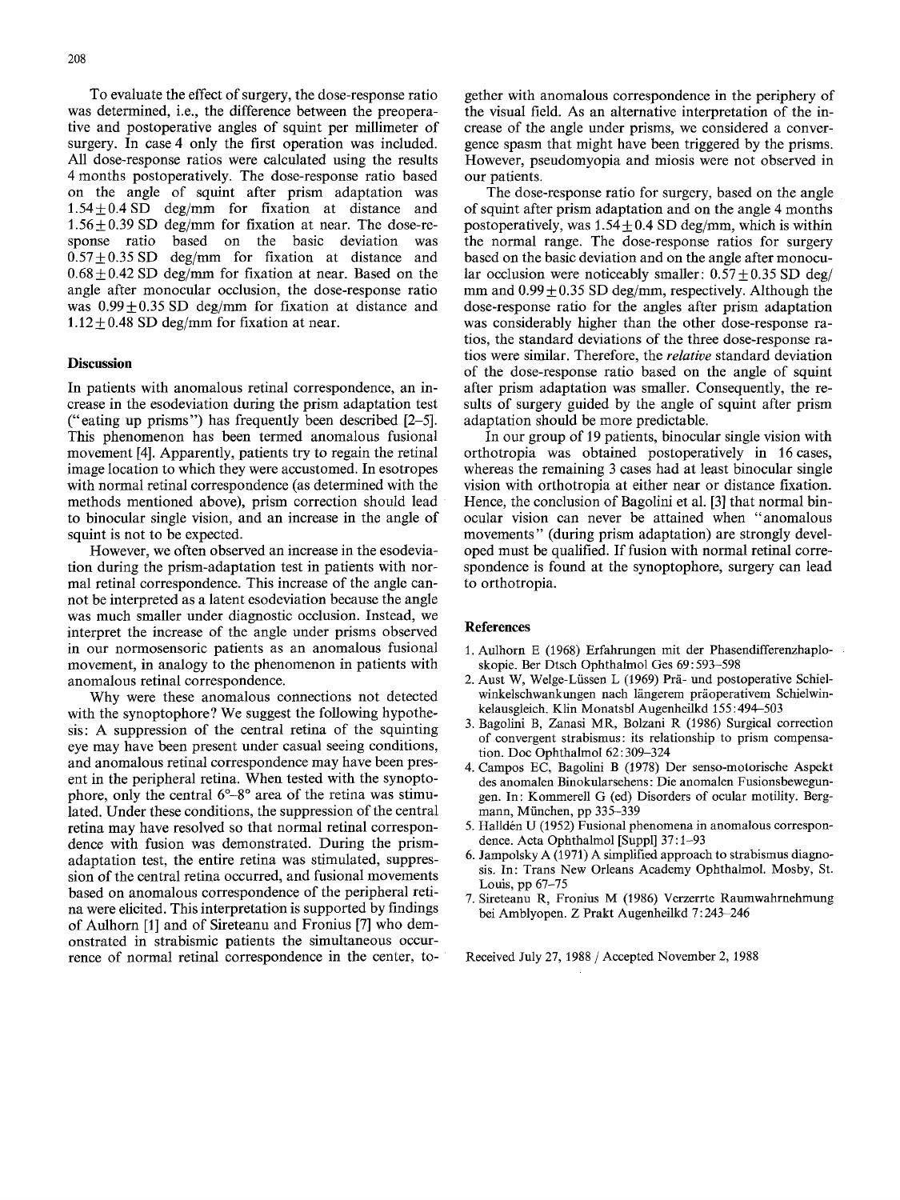To evaluate the effect of surgery, the dose-response ratio was determined, i.e., the difference between the preoperative and postoperative angles of squint per millimeter of surgery. In case 4 only the first operation was included. All dose-response ratios were calculated using the results 4 months postoperatively. The dose-response ratio based on the angle of squint after prism adaptation was $1.54 \pm 0.4$ SD deg/mm for fixation at distance and $1.56 \pm 0.39$ SD deg/mm for fixation at near. The dose-response ratio based on the basic deviation was $0.57 \pm 0.35$ SD deg/mm for fixation at distance and $0.68 \pm 0.42$ SD deg/mm for fixation at near. Based on the angle after monocular occlusion, the dose-response ratio was $0.99 \pm 0.35$ SD deg/mm for fixation at distance and $1.12 \pm 0.48$ SD deg/mm for fixation at near.

## Discussion

In patients with anomalous retinal correspondence, an increase in the esodeviation during the prism adaptation test ("eating up prisms") has frequently been described [2–5]. This phenomenon has been termed anomalous fusional movement [4]. Apparently, patients try to regain the retinal image location to which they were accustomed. In esotropes with normal retinal correspondence (as determined with the methods mentioned above), prism correction should lead to binocular single vision, and an increase in the angle of squint is not to be expected.

However, we often observed an increase in the esodeviation during the prism-adaptation test in patients with normal retinal correspondence. This increase of the angle cannot be interpreted as a latent esodeviation because the angle was much smaller under diagnostic occlusion. Instead, we interpret the increase of the angle under prisms observed in our normosensoric patients as an anomalous fusional movement, in analogy to the phenomenon in patients with anomalous retinal correspondence.

Why were these anomalous connections not detected with the synoptophore? We suggest the following hypothesis: A suppression of the central retina of the squinting eye may have been present under casual seeing conditions, and anomalous retinal correspondence may have been present in the peripheral retina. When tested with the synoptophore, only the central 6°–8° area of the retina was stimulated. Under these conditions, the suppression of the central retina may have resolved so that normal retinal correspondence with fusion was demonstrated. During the prism-adaptation test, the entire retina was stimulated, suppression of the central retina occurred, and fusional movements based on anomalous correspondence of the peripheral retina were elicited. This interpretation is supported by findings of Aulhorn [1] and of Sireteanu and Fronius [7] who demonstrated in strabismic patients the simultaneous occurrence of normal retinal correspondence in the center, together with anomalous correspondence in the periphery of the visual field. As an alternative interpretation of the increase of the angle under prisms, we considered a convergence spasm that might have been triggered by the prisms. However, pseudomyopia and miosis were not observed in our patients.

The dose-response ratio for surgery, based on the angle of squint after prism adaptation and on the angle 4 months postoperatively, was $1.54 \pm 0.4$ SD deg/mm, which is within the normal range. The dose-response ratios for surgery based on the basic deviation and on the angle after monocular occlusion were noticeably smaller: $0.57 \pm 0.35$ SD deg/mm and $0.99 \pm 0.35$ SD deg/mm, respectively. Although the dose-response ratio for the angles after prism adaptation was considerably higher than the other dose-response ratios, the standard deviations of the three dose-response ratios were similar. Therefore, the *relative* standard deviation of the dose-response ratio based on the angle of squint after prism adaptation was smaller. Consequently, the results of surgery guided by the angle of squint after prism adaptation should be more predictable.

In our group of 19 patients, binocular single vision with orthotropia was obtained postoperatively in 16 cases, whereas the remaining 3 cases had at least binocular single vision with orthotropia at either near or distance fixation. Hence, the conclusion of Bagolini et al. [3] that normal binocular vision can never be attained when "anomalous movements" (during prism adaptation) are strongly developed must be qualified. If fusion with normal retinal correspondence is found at the synoptophore, surgery can lead to orthotropia.

## References

1. Aulhorn E (1968) Erfahrungen mit der Phasendifferenzhaploskopie. Ber Dtsch Ophthalmol Ges 69:593–598
2. Aust W, Welge-Lüssen L (1969) Prä- und postoperative Schielwinkelschwankungen nach längerem präoperativem Schielwinkelausgleich. Klin Monatsbl Augenheilkd 155:494–503
3. Bagolini B, Zanasi MR, Bolzani R (1986) Surgical correction of convergent strabismus: its relationship to prism compensation. Doc Ophthalmol 62:309–324
4. Campos EC, Bagolini B (1978) Der senso-motorische Aspekt des anomalen Binokularsehens: Die anomalen Fusionsbewegungen. In: Kommerell G (ed) Disorders of ocular motility. Bergmann, München, pp 335–339
5. Halldén U (1952) Fusional phenomena in anomalous correspondence. Acta Ophthalmol [Suppl] 37:1–93
6. Jampolsky A (1971) A simplified approach to strabismus diagnosis. In: Trans New Orleans Academy Ophthalmol. Mosby, St. Louis, pp 67–75
7. Sireteanu R, Fronius M (1986) Verzerrte Raumwahrnehmung bei Amblyopen. Z Prakt Augenheilkd 7:243–246

Received July 27, 1988 / Accepted November 2, 1988